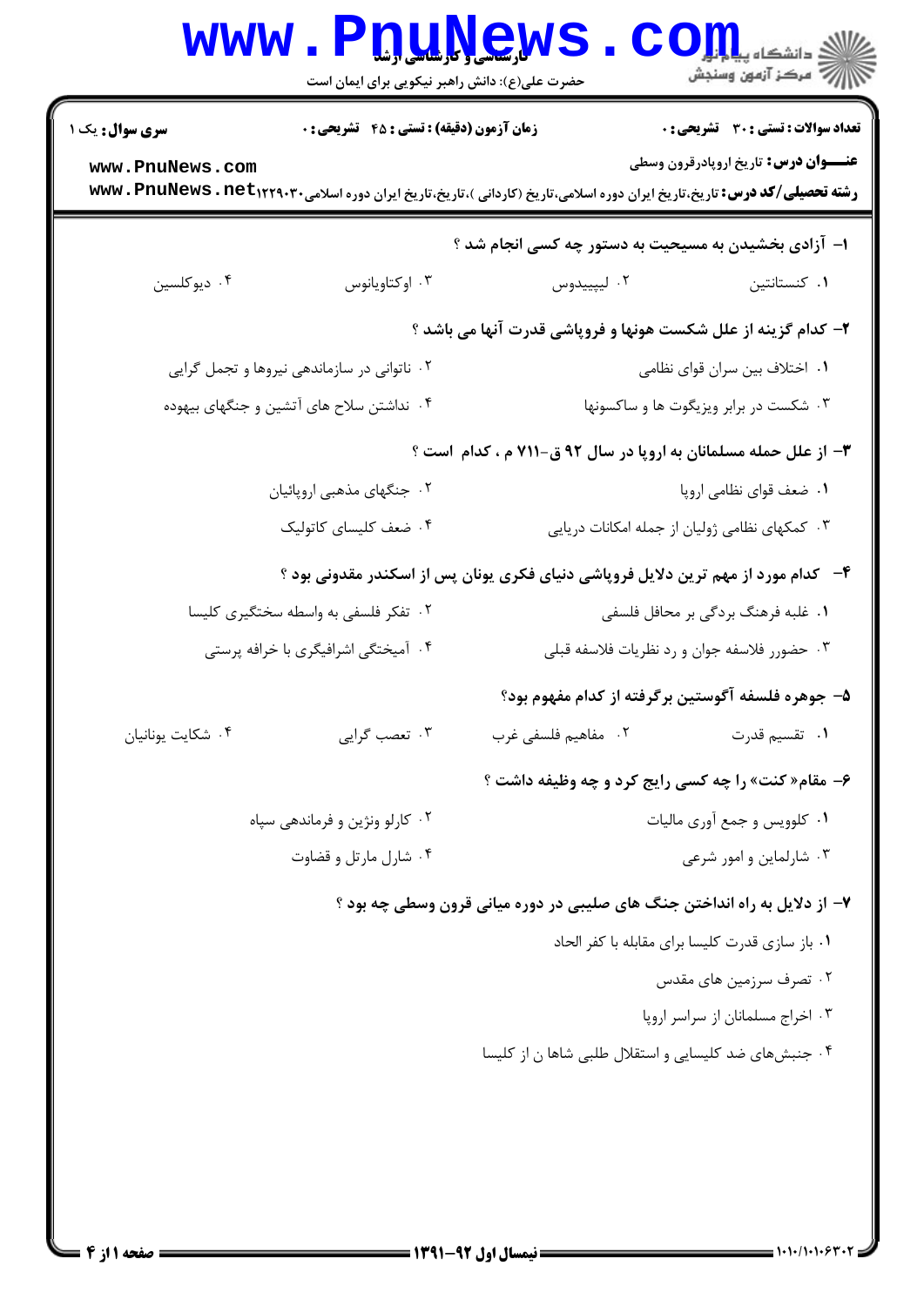**سری سوال:** یک ۱

**زمان آزمون (دقیقه) : تستی : ۴۵ تشریحی : ۰**

**تعداد سوالات : تستی : ۳۰ تشریحی : ۰**

**عنـــوان درس:** تاریخ اروپادرقرون وسطی

**رشته تحصیلی/کد درس:** تاریخ،تاریخ ایران دوره اسلامی،تاریخ (کاردانی )،تاریخ،تاریخ ایران دوره اسلامی۱۲۲۹۰۳۰

**۱- آزادی بخشیدن به مسیحیت به دستور چه کسی انجام شد ؟**

۱. کنستانتین
۲. لیپییدوس
۳. اوکتاویانوس
۴. دیوکلسین

**۲- کدام گزینه از علل شکست هونها و فروپاشی قدرت آنها می باشد ؟**

۱. اختلاف بین سران قوای نظامی
۲. ناتوانی در سازماندهی نیروها و تجمل گرایی
۳. شکست در برابر ویزیگوت ها و ساکسونها
۴. نداشتن سلاح های آتشین و جنگهای بیهوده

**۳- از علل حمله مسلمانان به اروپا در سال ۹۲ ق-۷۱۱ م ، کدام است ؟**

۱. ضعف قوای نظامی اروپا
۲. جنگهای مذهبی اروپائیان
۳. کمکهای نظامی ژولیان از جمله امکانات دریایی
۴. ضعف کلیسای کاتولیک

**۴- کدام مورد از مهم ترین دلایل فروپاشی دنیای فکری یونان پس از اسکندر مقدونی بود ؟**

۱. غلبه فرهنگ بردگی بر محافل فلسفی
۲. تفکر فلسفی به واسطه سختگیری کلیسا
۳. حضورر فلاسفه جوان و رد نظریات فلاسفه قبلی
۴. آمیختگی اشرافیگری با خرافه پرستی

**۵- جوهره فلسفه آگوستین برگرفته از کدام مفهوم بود؟**

۱. تقسیم قدرت
۲. مفاهیم فلسفی غرب
۳. تعصب گرایی
۴. شکایت یونانیان

**۶- مقام« کنت» را چه کسی رایج کرد و چه وظیفه داشت ؟**

۱. کلوویس و جمع آوری مالیات
۲. کارلو ونژین و فرماندهی سپاه
۳. شارلماین و امور شرعی
۴. شارل مارتل و قضاوت

**۷- از دلایل به راه انداختن جنگ های صلیبی در دوره میانی قرون وسطی چه بود ؟**

۱. باز سازی قدرت کلیسا برای مقابله با کفر الحاد
۲. تصرف سرزمین های مقدس
۳. اخراج مسلمانان از سراسر اروپا
۴. جنبش‌های ضد کلیسایی و استقلال طلبی شاها ن از کلیسا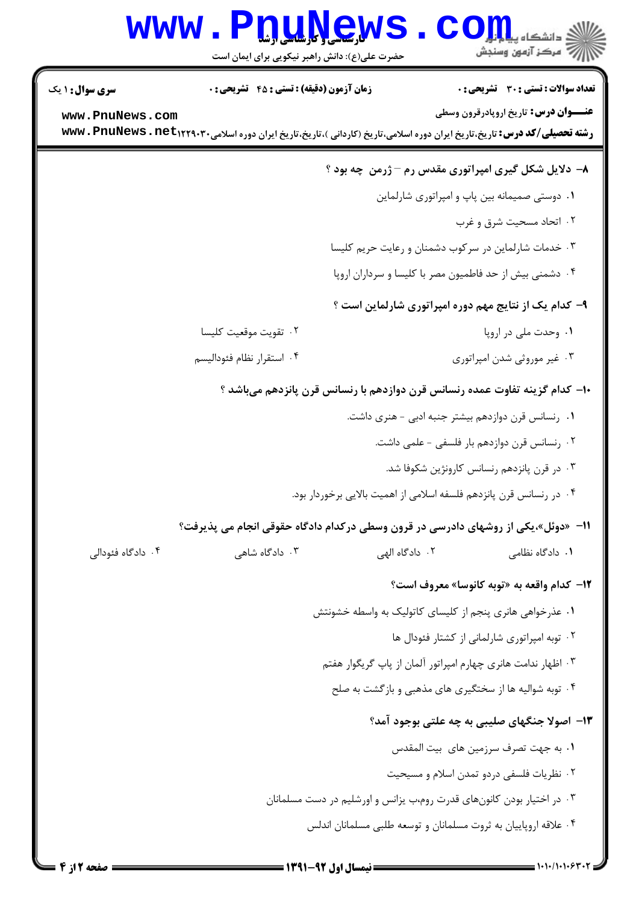**سری سوال:** ۱ یک
**زمان آزمون (دقیقه) : تستی : ۴۵ تشریحی : ۰**
**تعداد سوالات : تستی : ۳۰ تشریحی : ۰**

**عنـــوان درس:** تاریخ اروپادرقرون وسطی

**رشته تحصیلی/کد درس:** تاریخ،تاریخ ایران دوره اسلامی،تاریخ (کاردانی )،تاریخ،تاریخ ایران دوره اسلامی۱۲۲۹۰۳۰

**۸- دلایل شکل گیری امپراتوری مقدس رم – ژرمن چه بود ؟**

۱. دوستی صمیمانه بین پاپ و امپراتوری شارلماین

۲. اتحاد مسحیت شرق و غرب

۳. خدمات شارلماین در سرکوب دشمنان و رعایت حریم کلیسا

۴. دشمنی بیش از حد فاطمیون مصر با کلیسا و سرداران اروپا

**۹- کدام یک از نتایج مهم دوره امپراتوری شارلماین است ؟**

۱. وحدت ملی در اروپا

۲. تقویت موقعیت کلیسا

۳. غیر موروثی شدن امپراتوری

۴. استقرار نظام فئودالیسم

**۱۰- کدام گزینه تفاوت عمده رنسانس قرن دوازدهم با رنسانس قرن پانزدهم میباشد ؟**

۱. رنسانس قرن دوازدهم بیشتر جنبه ادبی - هنری داشت.

۲. رنسانس قرن دوازدهم بار فلسفی - علمی داشت.

۳. در قرن پانزدهم رنسانس کارونژین شکوفا شد.

۴. در رنسانس قرن پانزدهم فلسفه اسلامی از اهمیت بالایی برخوردار بود.

**۱۱- «دوئل»،یکی از روشهای دادرسی در قرون وسطی درکدام دادگاه حقوقی انجام می پذیرفت؟**

۱. دادگاه نظامی

۲. دادگاه الهی

۳. دادگاه شاهی

۴. دادگاه فئودالی

**۱۲- کدام واقعه به «توبه کانوسا» معروف است؟**

۱. عذرخواهی هانری پنجم از کلیسای کاتولیک به واسطه خشونتش

۲. توبه امپراتوری شارلمانی از کشتار فئودال ها

۳. اظهار ندامت هانری چهارم امپراتور آلمان از پاپ گریگوار هفتم

۴. توبه شوالیه ها از سختگیری های مذهبی و بازگشت به صلح

**۱۳- اصولا جنگهای صلیبی به چه علتی بوجود آمد؟**

۱. به جهت تصرف سرزمین های بیت المقدس

۲. نظریات فلسفی دردو تمدن اسلام و مسیحیت

۳. در اختیار بودن کانونهای قدرت روم،ب یزانس و اورشلیم در دست مسلمانان

۴. علاقه اروپاییان به ثروت مسلمانان و توسعه طلبی مسلمانان اندلس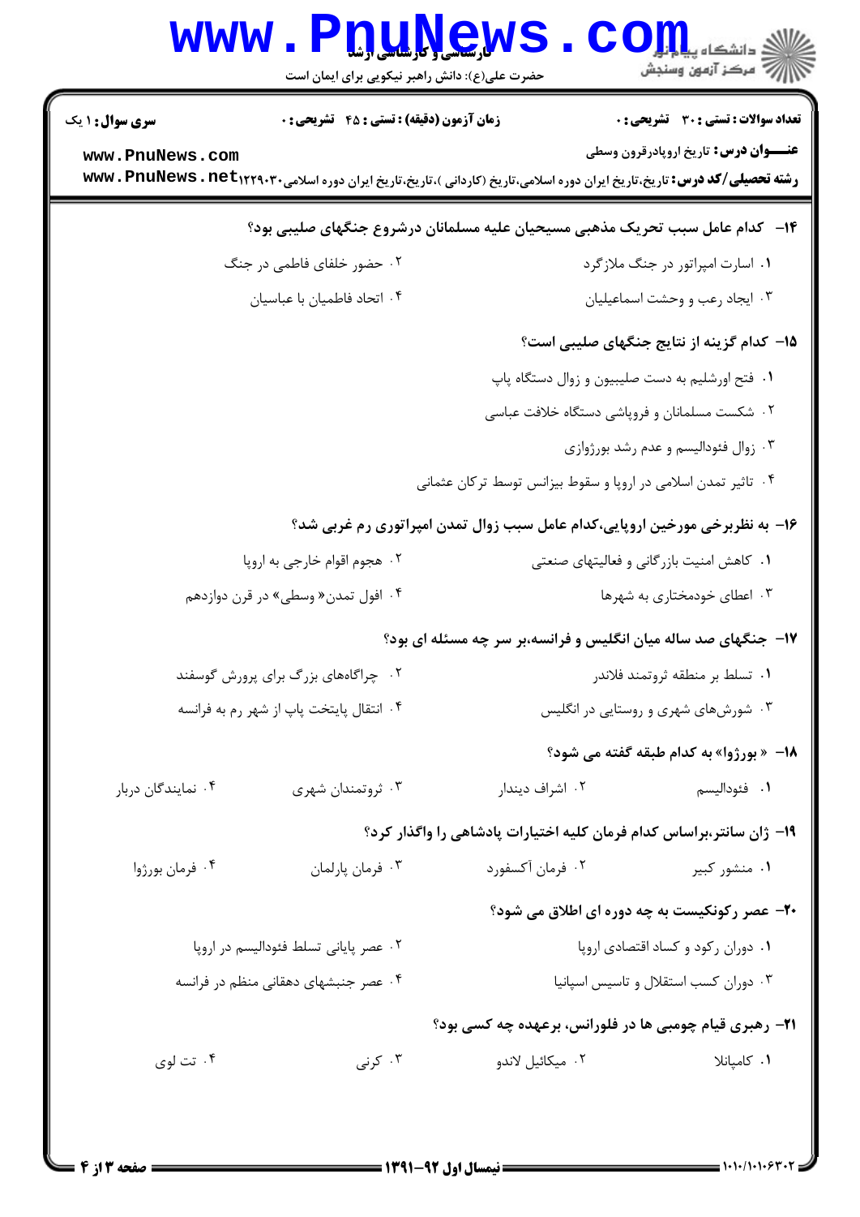**۱۴- کدام عامل سبب تحریک مذهبی مسیحیان علیه مسلمانان درشروع جنگهای صلیبی بود؟**

۱. اسارت امپراتور در جنگ ملازگرد
۲. حضور خلفای فاطمی در جنگ
۳. ایجاد رعب و وحشت اسماعیلیان
۴. اتحاد فاطمیان با عباسیان

**۱۵- کدام گزینه از نتایج جنگهای صلیبی است؟**

۱. فتح اورشلیم به دست صلیبیون و زوال دستگاه پاپ
۲. شکست مسلمانان و فروپاشی دستگاه خلافت عباسی
۳. زوال فئودالیسم و عدم رشد بورژوازی
۴. تاثیر تمدن اسلامی در اروپا و سقوط بیزانس توسط ترکان عثمانی

**۱۶- به نظربرخی مورخین اروپایی،کدام عامل سبب زوال تمدن امپراتوری رم غربی شد؟**

۱. کاهش امنیت بازرگانی و فعالیتهای صنعتی
۲. هجوم اقوام خارجی به اروپا
۳. اعطای خودمختاری به شهرها
۴. افول تمدن« وسطی» در قرن دوازدهم

**۱۷- جنگهای صد ساله میان انگلیس و فرانسه،بر سر چه مسئله ای بود؟**

۱. تسلط بر منطقه ثروتمند فلاندر
۲. چراگاههای بزرگ برای پرورش گوسفند
۳. شورشهای شهری و روستایی در انگلیس
۴. انتقال پایتخت پاپ از شهر رم به فرانسه

**۱۸- « بورژوا» به کدام طبقه گفته می شود؟**

۱. فئودالیسم
۲. اشراف دیندار
۳. ثروتمندان شهری
۴. نمایندگان دربار

**۱۹- ژان سانتر،براساس کدام فرمان کلیه اختیارات پادشاهی را واگذار کرد؟**

۱. منشور کبیر
۲. فرمان آکسفورد
۳. فرمان پارلمان
۴. فرمان بورژوا

**۲۰- عصر رکونکیست به چه دوره ای اطلاق می شود؟**

۱. دوران رکود و کساد اقتصادی اروپا
۲. عصر پایانی تسلط فئودالیسم در اروپا
۳. دوران کسب استقلال و تاسیس اسپانیا
۴. عصر جنبشهای دهقانی منظم در فرانسه

**۲۱- رهبری قیام چومبی ها در فلورانس، برعهده چه کسی بود؟**

۱. کامپانلا
۲. میکائیل لاندو
۳. کرنی
۴. تت لوی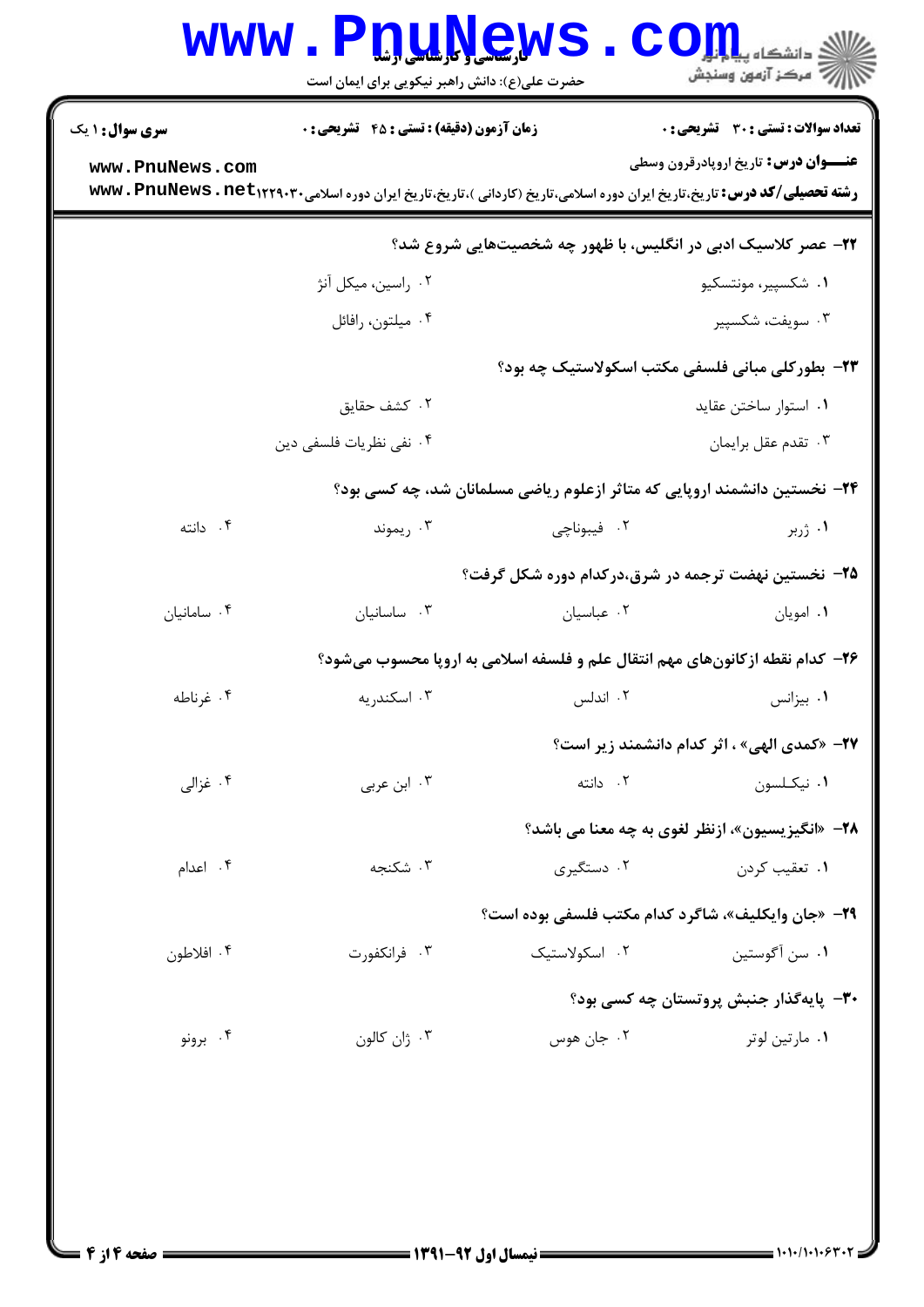**تعداد سوالات : تستی : ۳۰ تشریحی : ۰**　**زمان آزمون (دقیقه) : تستی : ۴۵ تشریحی : ۰**　**سری سوال : ۱ یک**

**عنـــوان درس :** تاریخ اروپادرقرون وسطی

**رشته تحصیلی/کد درس :** تاریخ،تاریخ ایران دوره اسلامی،تاریخ (کاردانی )،تاریخ،تاریخ ایران دوره اسلامی۱۲۲۹۰۳۰

**۲۲- عصر کلاسیک ادبی در انگلیس، با ظهور چه شخصیت‌هایی شروع شد؟**

۱. شکسپیر، مونتسکیو
۲. راسین، میکل آنژ
۳. سویفت، شکسپیر
۴. میلتون، رافائل

**۲۳- بطورکلی مبانی فلسفی مکتب اسکولاستیک چه بود؟**

۱. استوار ساختن عقاید
۲. کشف حقایق
۳. تقدم عقل برایمان
۴. نفی نظریات فلسفی دین

**۲۴- نخستین دانشمند اروپایی که متاثر ازعلوم ریاضی مسلمانان شد، چه کسی بود؟**

۱. ژربر
۲. فیبوناچی
۳. ریموند
۴. دانته

**۲۵- نخستین نهضت ترجمه در شرق،درکدام دوره شکل گرفت؟**

۱. امویان
۲. عباسیان
۳. ساسانیان
۴. سامانیان

**۲۶- کدام نقطه ازکانون‌های مهم انتقال علم و فلسفه اسلامی به اروپا محسوب می‌شود؟**

۱. بیزانس
۲. اندلس
۳. اسکندریه
۴. غرناطه

**۲۷- «کمدی الهی» ، اثر کدام دانشمند زیر است؟**

۱. نیکلسون
۲. دانته
۳. ابن عربی
۴. غزالی

**۲۸- «انگیزیسیون»، ازنظر لغوی به چه معنا می باشد؟**

۱. تعقیب کردن
۲. دستگیری
۳. شکنجه
۴. اعدام

**۲۹- «جان وایکلیف»، شاگرد کدام مکتب فلسفی بوده است؟**

۱. سن آگوستین
۲. اسکولاستیک
۳. فرانکفورت
۴. افلاطون

**۳۰- پایه‌گذار جنبش پروتستان چه کسی بود؟**

۱. مارتین لوتر
۲. جان هوس
۳. ژان کالون
۴. برونو